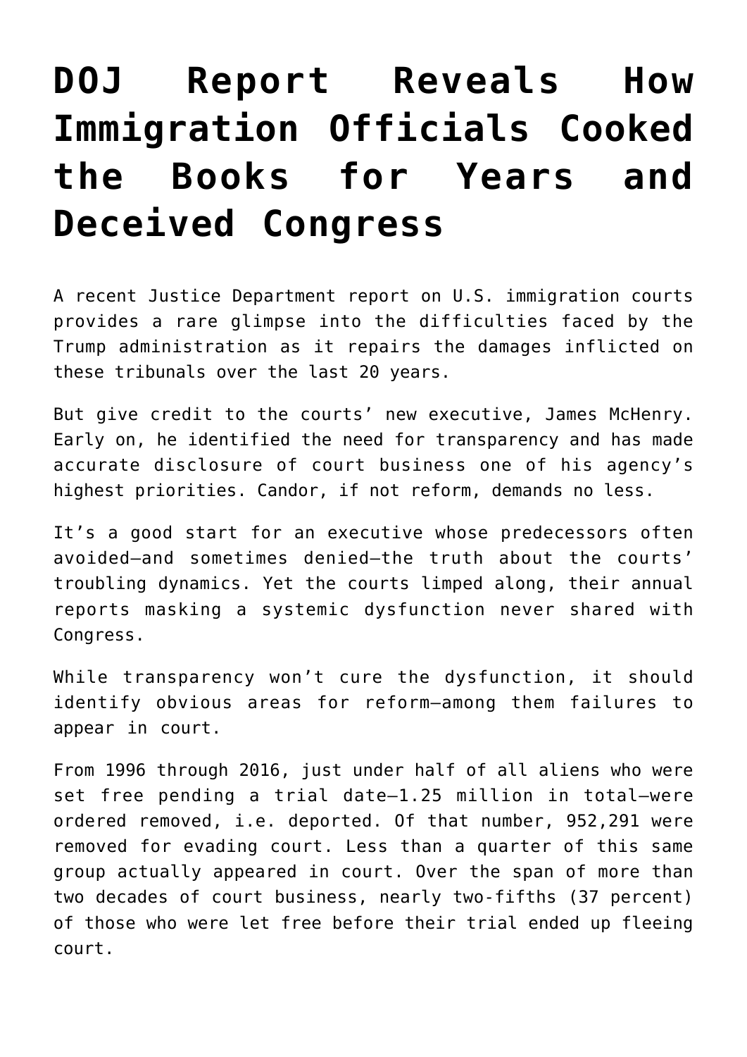# DOJ Report Reveals How Immigration Officials Cooked the Books for Years and Deceived Congress

A recent Justice Department report on U.S. immigration courts provides a rare glimpse into the difficulties faced by the Trump administration as it repairs the damages inflicted on these tribunals over the last 20 years.

But give credit to the courts' new executive, James McHenry. Early on, he identified the need for transparency and has made accurate disclosure of court business one of his agency's highest priorities. Candor, if not reform, demands no less.

It's a good start for an executive whose predecessors often avoided—and sometimes denied—the truth about the courts' troubling dynamics. Yet the courts limped along, their annual reports masking a systemic dysfunction never shared with Congress.

While transparency won't cure the dysfunction, it should identify obvious areas for reform—among them failures to appear in court.

From 1996 through 2016, just under half of all aliens who were set free pending a trial date—1.25 million in total—were ordered removed, i.e. deported. Of that number, 952,291 were removed for evading court. Less than a quarter of this same group actually appeared in court. Over the span of more than two decades of court business, nearly two-fifths (37 percent) of those who were let free before their trial ended up fleeing court.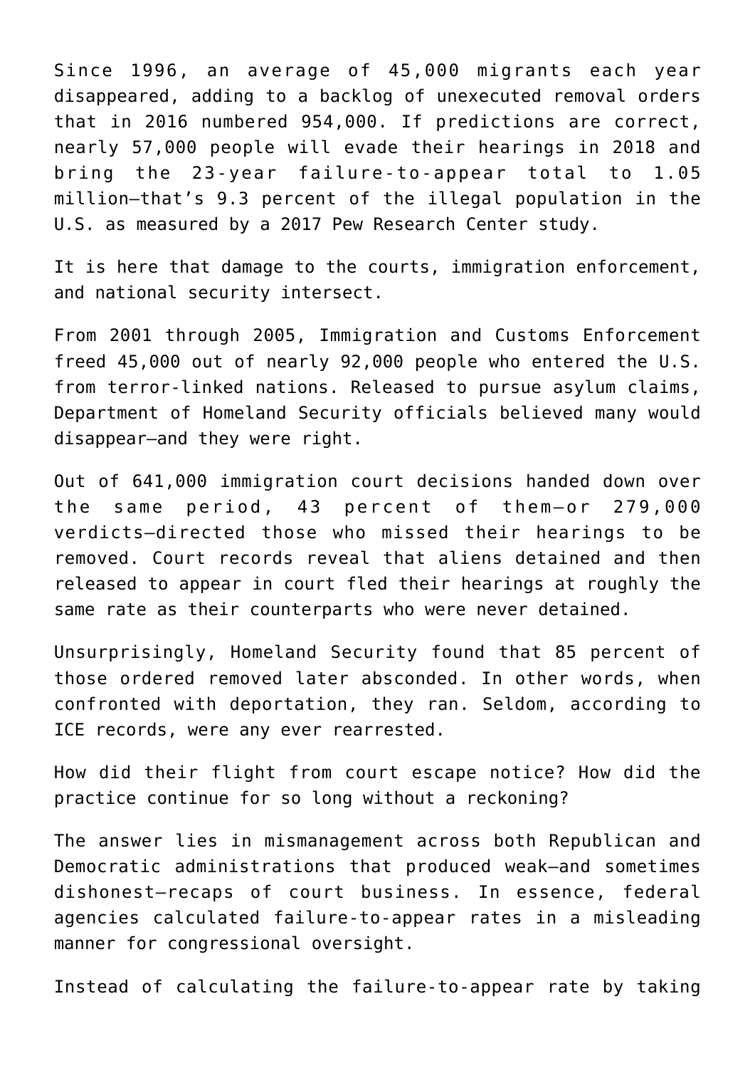Since 1996, an average of 45,000 migrants each year disappeared, adding to a backlog of unexecuted removal orders that in 2016 numbered 954,000. If predictions are correct, nearly 57,000 people will evade their hearings in 2018 and bring the 23-year failure-to-appear total to 1.05 million—that's 9.3 percent of the illegal population in the U.S. as measured by a 2017 Pew Research Center study.

It is here that damage to the courts, immigration enforcement, and national security intersect.

From 2001 through 2005, Immigration and Customs Enforcement freed 45,000 out of nearly 92,000 people who entered the U.S. from terror-linked nations. Released to pursue asylum claims, Department of Homeland Security officials believed many would disappear—and they were right.

Out of 641,000 immigration court decisions handed down over the same period, 43 percent of them—or 279,000 verdicts—directed those who missed their hearings to be removed. Court records reveal that aliens detained and then released to appear in court fled their hearings at roughly the same rate as their counterparts who were never detained.

Unsurprisingly, Homeland Security found that 85 percent of those ordered removed later absconded. In other words, when confronted with deportation, they ran. Seldom, according to ICE records, were any ever rearrested.

How did their flight from court escape notice? How did the practice continue for so long without a reckoning?

The answer lies in mismanagement across both Republican and Democratic administrations that produced weak—and sometimes dishonest—recaps of court business. In essence, federal agencies calculated failure-to-appear rates in a misleading manner for congressional oversight.

Instead of calculating the failure-to-appear rate by taking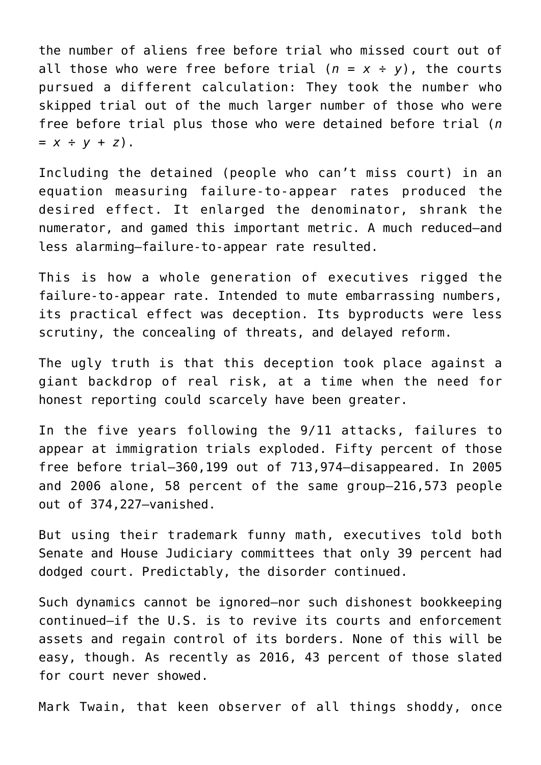the number of aliens free before trial who missed court out of all those who were free before trial ($n = x \div y$), the courts pursued a different calculation: They took the number who skipped trial out of the much larger number of those who were free before trial plus those who were detained before trial ($n = x \div y + z$).

Including the detained (people who can't miss court) in an equation measuring failure-to-appear rates produced the desired effect. It enlarged the denominator, shrank the numerator, and gamed this important metric. A much reduced—and less alarming—failure-to-appear rate resulted.

This is how a whole generation of executives rigged the failure-to-appear rate. Intended to mute embarrassing numbers, its practical effect was deception. Its byproducts were less scrutiny, the concealing of threats, and delayed reform.

The ugly truth is that this deception took place against a giant backdrop of real risk, at a time when the need for honest reporting could scarcely have been greater.

In the five years following the 9/11 attacks, failures to appear at immigration trials exploded. Fifty percent of those free before trial—360,199 out of 713,974—disappeared. In 2005 and 2006 alone, 58 percent of the same group—216,573 people out of 374,227—vanished.

But using their trademark funny math, executives told both Senate and House Judiciary committees that only 39 percent had dodged court. Predictably, the disorder continued.

Such dynamics cannot be ignored—nor such dishonest bookkeeping continued—if the U.S. is to revive its courts and enforcement assets and regain control of its borders. None of this will be easy, though. As recently as 2016, 43 percent of those slated for court never showed.

Mark Twain, that keen observer of all things shoddy, once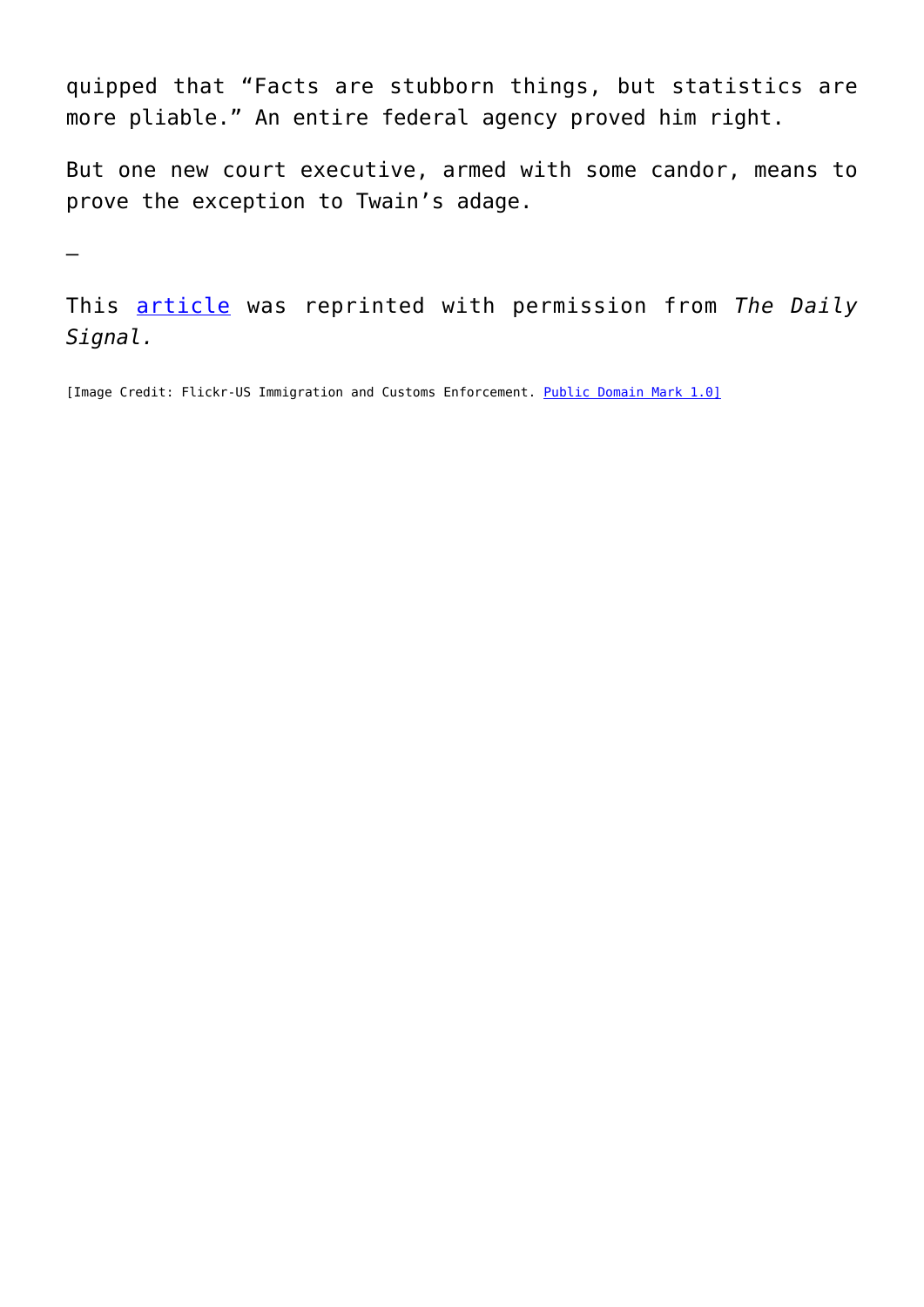quipped that "Facts are stubborn things, but statistics are more pliable." An entire federal agency proved him right.

But one new court executive, armed with some candor, means to prove the exception to Twain's adage.

—

This [article](#) was reprinted with permission from *The Daily Signal.*

[Image Credit: Flickr-US Immigration and Customs Enforcement. Public Domain Mark 1.0]